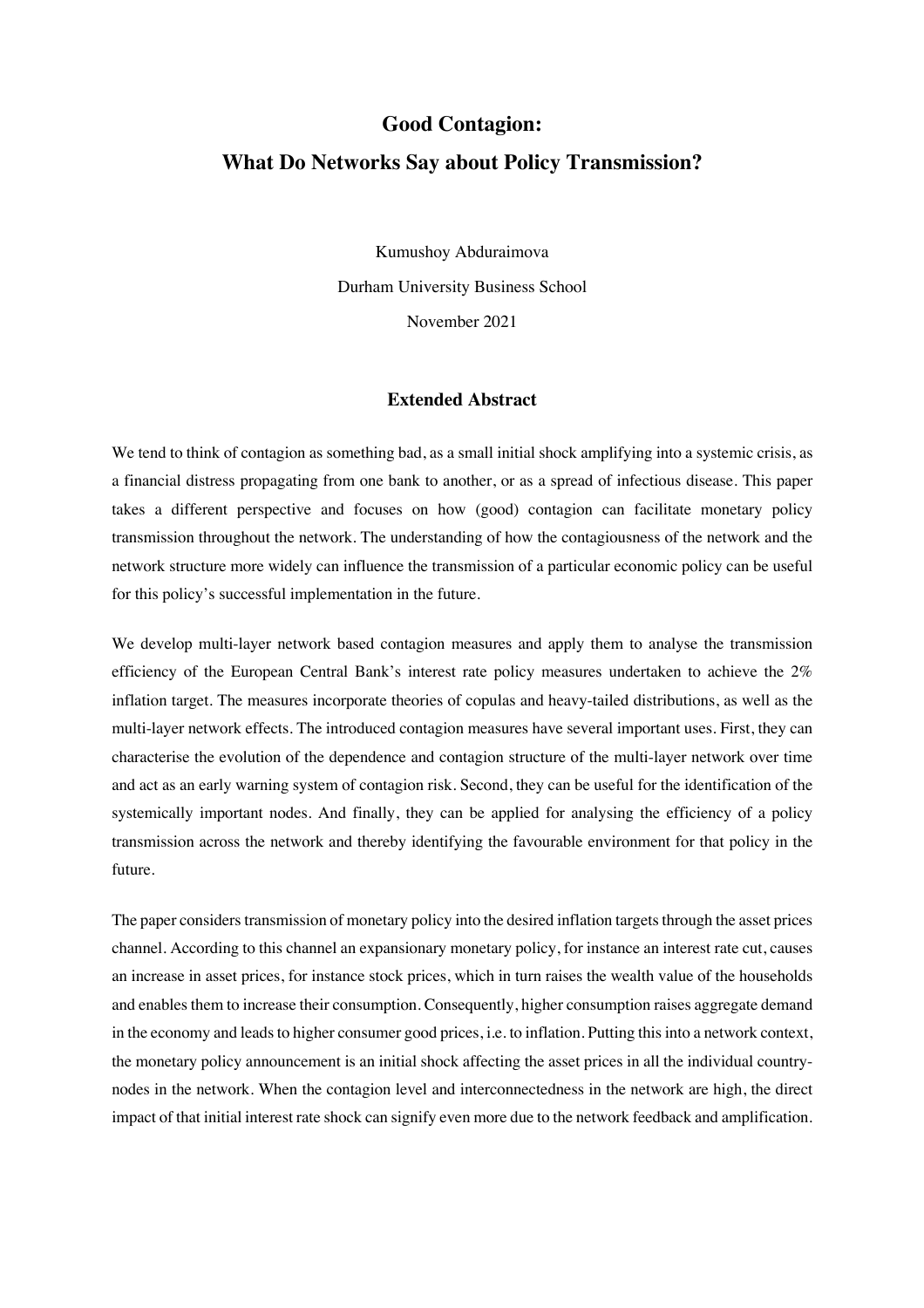# Good Contagion:

# What Do Networks Say about Policy Transmission?

Kumushoy Abduraimova

Durham University Business School

November 2021

## Extended Abstract

We tend to think of contagion as something bad, as a small initial shock amplifying into a systemic crisis, as a financial distress propagating from one bank to another, or as a spread of infectious disease. This paper takes a different perspective and focuses on how (good) contagion can facilitate monetary policy transmission throughout the network. The understanding of how the contagiousness of the network and the network structure more widely can influence the transmission of a particular economic policy can be useful for this policy's successful implementation in the future.

We develop multi-layer network based contagion measures and apply them to analyse the transmission efficiency of the European Central Bank's interest rate policy measures undertaken to achieve the 2% inflation target. The measures incorporate theories of copulas and heavy-tailed distributions, as well as the multi-layer network effects. The introduced contagion measures have several important uses. First, they can characterise the evolution of the dependence and contagion structure of the multi-layer network over time and act as an early warning system of contagion risk. Second, they can be useful for the identification of the systemically important nodes. And finally, they can be applied for analysing the efficiency of a policy transmission across the network and thereby identifying the favourable environment for that policy in the future.

The paper considers transmission of monetary policy into the desired inflation targets through the asset prices channel. According to this channel an expansionary monetary policy, for instance an interest rate cut, causes an increase in asset prices, for instance stock prices, which in turn raises the wealth value of the households and enables them to increase their consumption. Consequently, higher consumption raises aggregate demand in the economy and leads to higher consumer good prices, i.e. to inflation. Putting this into a network context, the monetary policy announcement is an initial shock affecting the asset prices in all the individual country-nodes in the network. When the contagion level and interconnectedness in the network are high, the direct impact of that initial interest rate shock can signify even more due to the network feedback and amplification.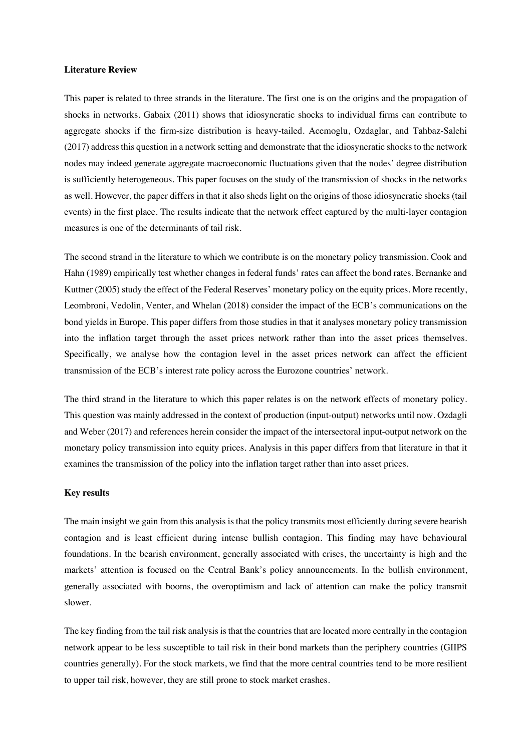**Literature Review**

This paper is related to three strands in the literature. The first one is on the origins and the propagation of shocks in networks. Gabaix (2011) shows that idiosyncratic shocks to individual firms can contribute to aggregate shocks if the firm-size distribution is heavy-tailed. Acemoglu, Ozdaglar, and Tahbaz-Salehi (2017) address this question in a network setting and demonstrate that the idiosyncratic shocks to the network nodes may indeed generate aggregate macroeconomic fluctuations given that the nodes' degree distribution is sufficiently heterogeneous. This paper focuses on the study of the transmission of shocks in the networks as well. However, the paper differs in that it also sheds light on the origins of those idiosyncratic shocks (tail events) in the first place. The results indicate that the network effect captured by the multi-layer contagion measures is one of the determinants of tail risk.

The second strand in the literature to which we contribute is on the monetary policy transmission. Cook and Hahn (1989) empirically test whether changes in federal funds' rates can affect the bond rates. Bernanke and Kuttner (2005) study the effect of the Federal Reserves' monetary policy on the equity prices. More recently, Leombroni, Vedolin, Venter, and Whelan (2018) consider the impact of the ECB's communications on the bond yields in Europe. This paper differs from those studies in that it analyses monetary policy transmission into the inflation target through the asset prices network rather than into the asset prices themselves. Specifically, we analyse how the contagion level in the asset prices network can affect the efficient transmission of the ECB's interest rate policy across the Eurozone countries' network.

The third strand in the literature to which this paper relates is on the network effects of monetary policy. This question was mainly addressed in the context of production (input-output) networks until now. Ozdagli and Weber (2017) and references herein consider the impact of the intersectoral input-output network on the monetary policy transmission into equity prices. Analysis in this paper differs from that literature in that it examines the transmission of the policy into the inflation target rather than into asset prices.

**Key results**

The main insight we gain from this analysis is that the policy transmits most efficiently during severe bearish contagion and is least efficient during intense bullish contagion. This finding may have behavioural foundations. In the bearish environment, generally associated with crises, the uncertainty is high and the markets' attention is focused on the Central Bank's policy announcements. In the bullish environment, generally associated with booms, the overoptimism and lack of attention can make the policy transmit slower.

The key finding from the tail risk analysis is that the countries that are located more centrally in the contagion network appear to be less susceptible to tail risk in their bond markets than the periphery countries (GIIPS countries generally). For the stock markets, we find that the more central countries tend to be more resilient to upper tail risk, however, they are still prone to stock market crashes.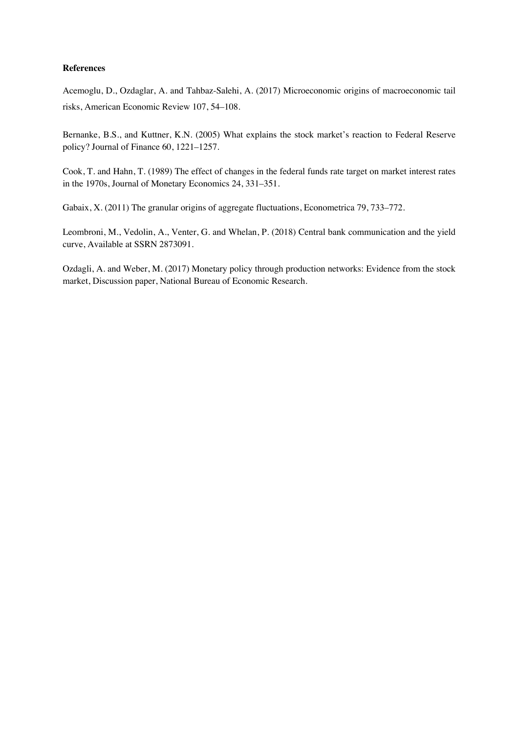**References**

Acemoglu, D., Ozdaglar, A. and Tahbaz-Salehi, A. (2017) Microeconomic origins of macroeconomic tail risks, American Economic Review 107, 54–108.

Bernanke, B.S., and Kuttner, K.N. (2005) What explains the stock market's reaction to Federal Reserve policy? Journal of Finance 60, 1221–1257.

Cook, T. and Hahn, T. (1989) The effect of changes in the federal funds rate target on market interest rates in the 1970s, Journal of Monetary Economics 24, 331–351.

Gabaix, X. (2011) The granular origins of aggregate fluctuations, Econometrica 79, 733–772.

Leombroni, M., Vedolin, A., Venter, G. and Whelan, P. (2018) Central bank communication and the yield curve, Available at SSRN 2873091.

Ozdagli, A. and Weber, M. (2017) Monetary policy through production networks: Evidence from the stock market, Discussion paper, National Bureau of Economic Research.